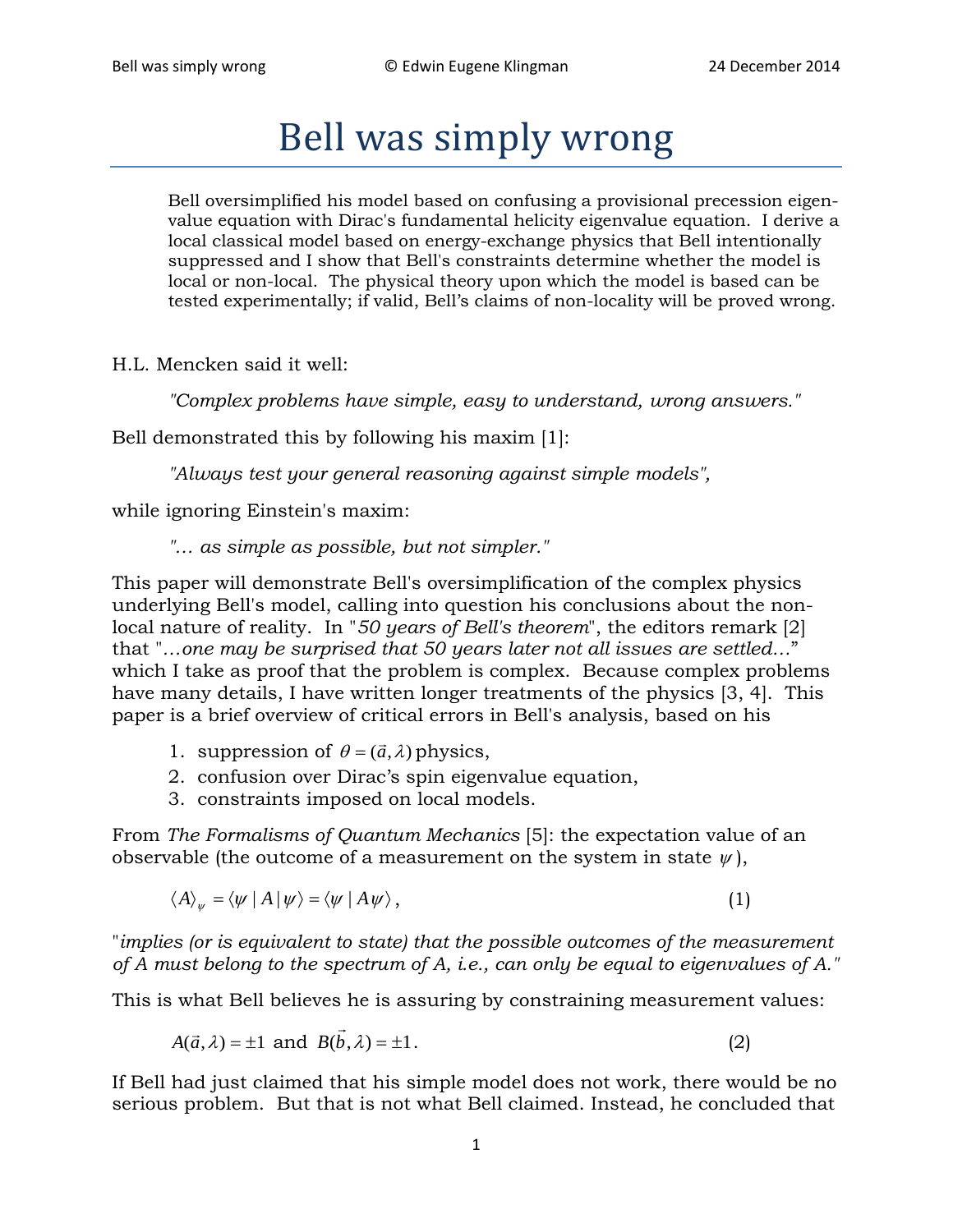# Bell was simply wrong

> Bell oversimplified his model based on confusing a provisional precession eigenvalue equation with Dirac's fundamental helicity eigenvalue equation. I derive a local classical model based on energy-exchange physics that Bell intentionally suppressed and I show that Bell's constraints determine whether the model is local or non-local. The physical theory upon which the model is based can be tested experimentally; if valid, Bell's claims of non-locality will be proved wrong.

H.L. Mencken said it well:

> *"Complex problems have simple, easy to understand, wrong answers."*

Bell demonstrated this by following his maxim [1]:

> *"Always test your general reasoning against simple models",*

while ignoring Einstein's maxim:

> *"… as simple as possible, but not simpler."*

This paper will demonstrate Bell's oversimplification of the complex physics underlying Bell's model, calling into question his conclusions about the non-local nature of reality. In "*50 years of Bell's theorem*", the editors remark [2] that "*…one may be surprised that 50 years later not all issues are settled…*" which I take as proof that the problem is complex. Because complex problems have many details, I have written longer treatments of the physics [3, 4]. This paper is a brief overview of critical errors in Bell's analysis, based on his

1. suppression of $\theta = (\vec{a}, \lambda)$ physics,
2. confusion over Dirac's spin eigenvalue equation,
3. constraints imposed on local models.

From *The Formalisms of Quantum Mechanics* [5]: the expectation value of an observable (the outcome of a measurement on the system in state $\psi$),

$$\langle A \rangle_{\psi} = \langle \psi \,|\, A \,|\, \psi \rangle = \langle \psi \,|\, A\psi \rangle \,, \tag{1}$$

"*implies (or is equivalent to state) that the possible outcomes of the measurement of A must belong to the spectrum of A, i.e., can only be equal to eigenvalues of A.*"

This is what Bell believes he is assuring by constraining measurement values:

$$A(\vec{a}, \lambda) = \pm 1 \text{ and } B(\vec{b}, \lambda) = \pm 1. \tag{2}$$

If Bell had just claimed that his simple model does not work, there would be no serious problem. But that is not what Bell claimed. Instead, he concluded that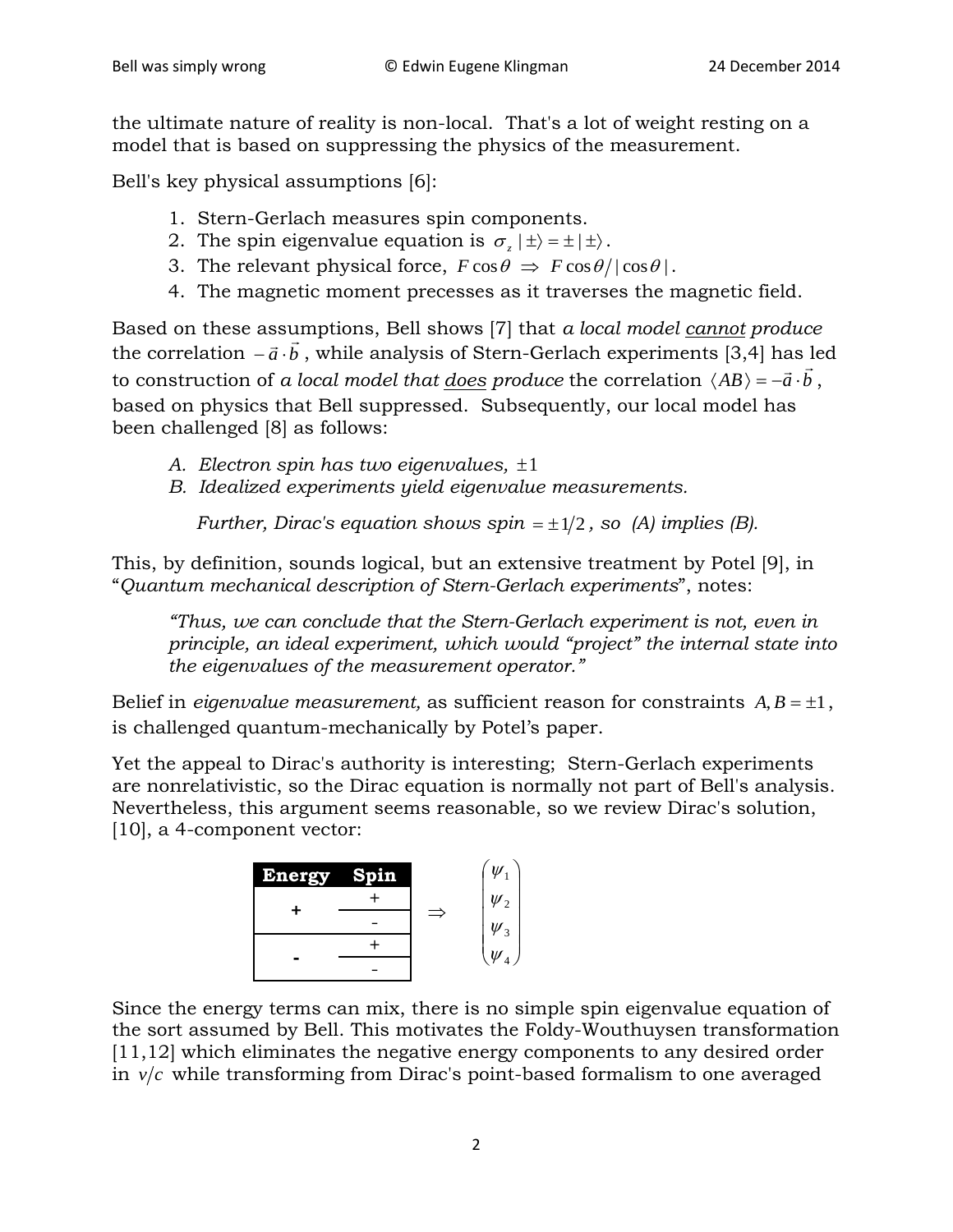the ultimate nature of reality is non-local. That's a lot of weight resting on a model that is based on suppressing the physics of the measurement.

Bell's key physical assumptions [6]:

1. Stern-Gerlach measures spin components.
2. The spin eigenvalue equation is $\sigma_z \,|\pm\rangle = \pm\,|\pm\rangle$.
3. The relevant physical force, $F\cos\theta \;\Rightarrow\; F\cos\theta/|\cos\theta|$.
4. The magnetic moment precesses as it traverses the magnetic field.

Based on these assumptions, Bell shows [7] that *a local model* *<u>cannot</u> produce* the correlation $-\vec{a}\cdot\vec{b}$, while analysis of Stern-Gerlach experiments [3,4] has led to construction of *a local model that* *<u>does</u> produce* the correlation $\langle AB\rangle = -\vec{a}\cdot\vec{b}$, based on physics that Bell suppressed. Subsequently, our local model has been challenged [8] as follows:

> *A. Electron spin has two eigenvalues,* $\pm 1$
> *B. Idealized experiments yield eigenvalue measurements.*
>
> *Further, Dirac's equation shows spin* $= \pm 1/2$*, so (A) implies (B).*

This, by definition, sounds logical, but an extensive treatment by Potel [9], in "*Quantum mechanical description of Stern-Gerlach experiments*", notes:

> *"Thus, we can conclude that the Stern-Gerlach experiment is not, even in principle, an ideal experiment, which would "project" the internal state into the eigenvalues of the measurement operator."*

Belief in *eigenvalue measurement,* as sufficient reason for constraints $A, B = \pm 1$, is challenged quantum-mechanically by Potel's paper.

Yet the appeal to Dirac's authority is interesting; Stern-Gerlach experiments are nonrelativistic, so the Dirac equation is normally not part of Bell's analysis. Nevertheless, this argument seems reasonable, so we review Dirac's solution, [10], a 4-component vector:

| Energy | Spin |
|---|---|
| + | + |
|  | - |
| - | + |
|  | - |

$$\Rightarrow \begin{pmatrix} \psi_1 \\ \psi_2 \\ \psi_3 \\ \psi_4 \end{pmatrix}$$

Since the energy terms can mix, there is no simple spin eigenvalue equation of the sort assumed by Bell. This motivates the Foldy-Wouthuysen transformation [11,12] which eliminates the negative energy components to any desired order in $v/c$ while transforming from Dirac's point-based formalism to one averaged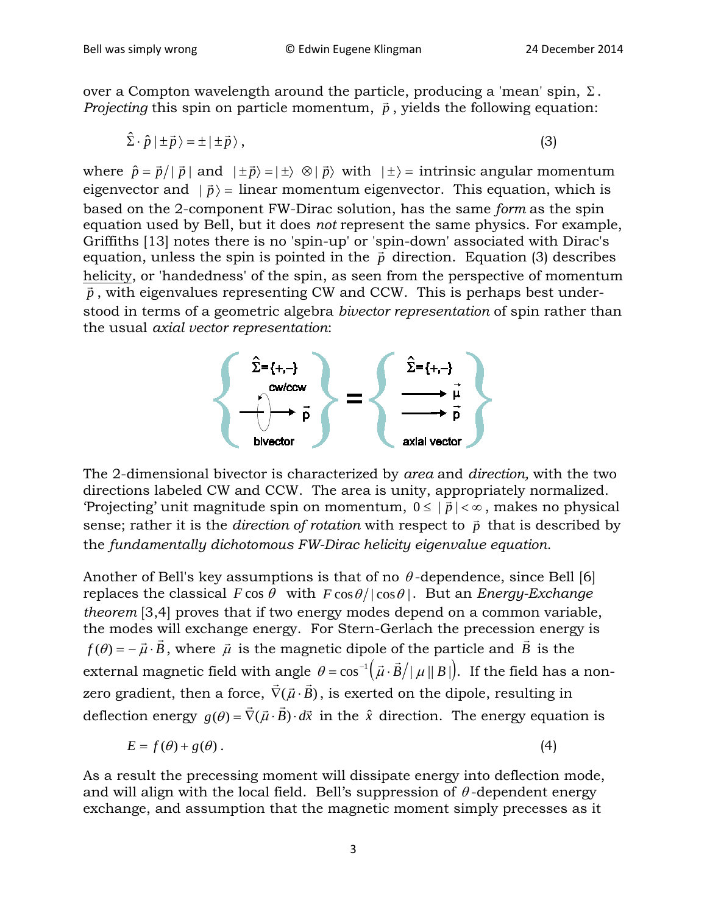over a Compton wavelength around the particle, producing a 'mean' spin, $\Sigma$. *Projecting* this spin on particle momentum, $\vec{p}$, yields the following equation:

$$\hat{\Sigma} \cdot \hat{p} \,|\pm\vec{p}\rangle = \pm |\pm\vec{p}\rangle\,, \tag{3}$$

where $\hat{p} = \vec{p}/|\vec{p}|$ and $|\pm\vec{p}\rangle = |\pm\rangle \otimes |\vec{p}\rangle$ with $|\pm\rangle$ = intrinsic angular momentum eigenvector and $|\vec{p}\rangle$ = linear momentum eigenvector. This equation, which is based on the 2-component FW-Dirac solution, has the same *form* as the spin equation used by Bell, but it does *not* represent the same physics. For example, Griffiths [13] notes there is no 'spin-up' or 'spin-down' associated with Dirac's equation, unless the spin is pointed in the $\vec{p}$ direction. Equation (3) describes helicity, or 'handedness' of the spin, as seen from the perspective of momentum $\vec{p}$, with eigenvalues representing CW and CCW. This is perhaps best understood in terms of a geometric algebra *bivector representation* of spin rather than the usual *axial vector representation*:

The 2-dimensional bivector is characterized by *area* and *direction,* with the two directions labeled CW and CCW. The area is unity, appropriately normalized. 'Projecting' unit magnitude spin on momentum, $0 \leq |\vec{p}| < \infty$, makes no physical sense; rather it is the *direction of rotation* with respect to $\vec{p}$ that is described by the *fundamentally dichotomous FW-Dirac helicity eigenvalue equation*.

Another of Bell's key assumptions is that of no $\theta$-dependence, since Bell [6] replaces the classical $F\cos\theta$ with $F\cos\theta/|\cos\theta|$. But an *Energy-Exchange theorem* [3,4] proves that if two energy modes depend on a common variable, the modes will exchange energy. For Stern-Gerlach the precession energy is $f(\theta) = -\vec{\mu}\cdot\vec{B}$, where $\vec{\mu}$ is the magnetic dipole of the particle and $\vec{B}$ is the external magnetic field with angle $\theta = \cos^{-1}\left(\vec{\mu}\cdot\vec{B}/|\mu||B|\right)$. If the field has a non-zero gradient, then a force, $\vec{\nabla}(\vec{\mu}\cdot\vec{B})$, is exerted on the dipole, resulting in deflection energy $g(\theta) = \vec{\nabla}(\vec{\mu}\cdot\vec{B})\cdot d\vec{x}$ in the $\hat{x}$ direction. The energy equation is

$$E = f(\theta) + g(\theta)\,. \tag{4}$$

As a result the precessing moment will dissipate energy into deflection mode, and will align with the local field. Bell's suppression of $\theta$-dependent energy exchange, and assumption that the magnetic moment simply precesses as it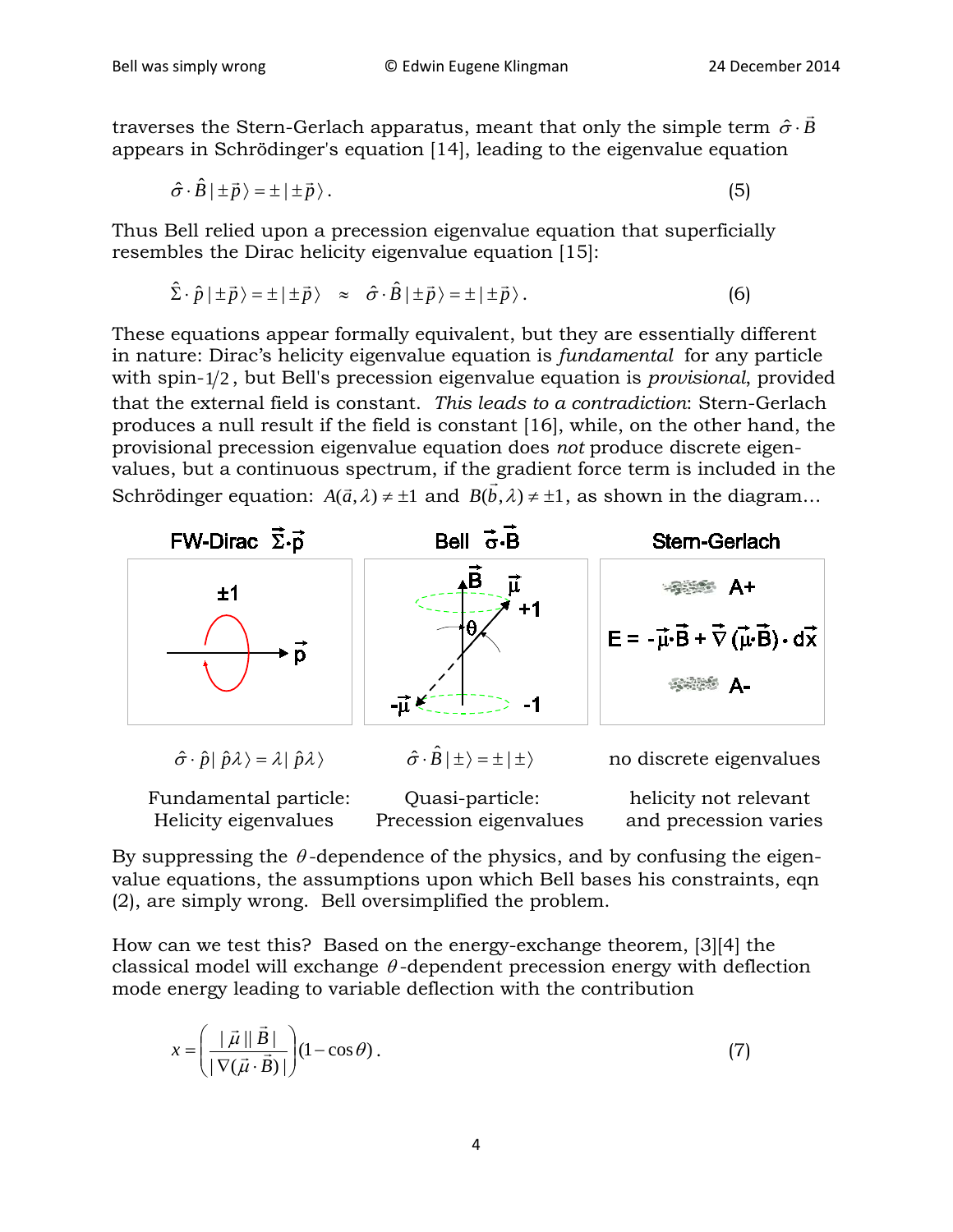traverses the Stern-Gerlach apparatus, meant that only the simple term $\hat{\sigma}\cdot\vec{B}$ appears in Schrödinger's equation [14], leading to the eigenvalue equation

$$\hat{\sigma}\cdot\hat{B}\,|\pm\vec{p}\rangle = \pm\,|\pm\vec{p}\rangle\,. \tag{5}$$

Thus Bell relied upon a precession eigenvalue equation that superficially resembles the Dirac helicity eigenvalue equation [15]:

$$\hat{\Sigma}\cdot\hat{p}\,|\pm\vec{p}\rangle = \pm\,|\pm\vec{p}\rangle \quad\approx\quad \hat{\sigma}\cdot\hat{B}\,|\pm\vec{p}\rangle = \pm\,|\pm\vec{p}\rangle\,. \tag{6}$$

These equations appear formally equivalent, but they are essentially different in nature: Dirac's helicity eigenvalue equation is *fundamental* for any particle with spin-$1/2$, but Bell's precession eigenvalue equation is *provisional*, provided that the external field is constant. *This leads to a contradiction*: Stern-Gerlach produces a null result if the field is constant [16], while, on the other hand, the provisional precession eigenvalue equation does *not* produce discrete eigenvalues, but a continuous spectrum, if the gradient force term is included in the Schrödinger equation: $A(\vec{a},\lambda)\neq\pm1$ and $B(\vec{b},\lambda)\neq\pm1$, as shown in the diagram...

| FW-Dirac $\vec{\Sigma}\cdot\vec{p}$ | Bell $\vec{\sigma}\cdot\vec{B}$ | Stern-Gerlach |
|---|---|---|
| ±1, $\vec{p}$ | $\vec{B}$, $\vec{\mu}$, +1, $\theta$, $-\vec{\mu}$, -1 | A+; $E = -\vec{\mu}\cdot\vec{B} + \vec{\nabla}(\vec{\mu}\cdot\vec{B})\cdot d\vec{x}$; A- |
| $\hat{\sigma}\cdot\hat{p}\,\lvert\hat{p}\lambda\rangle = \lambda\,\lvert\hat{p}\lambda\rangle$ | $\hat{\sigma}\cdot\hat{B}\,\lvert\pm\rangle = \pm\,\lvert\pm\rangle$ | no discrete eigenvalues |
| Fundamental particle: Helicity eigenvalues | Quasi-particle: Precession eigenvalues | helicity not relevant and precession varies |

By suppressing the $\theta$-dependence of the physics, and by confusing the eigenvalue equations, the assumptions upon which Bell bases his constraints, eqn (2), are simply wrong. Bell oversimplified the problem.

How can we test this? Based on the energy-exchange theorem, [3][4] the classical model will exchange $\theta$-dependent precession energy with deflection mode energy leading to variable deflection with the contribution

$$x = \left(\frac{|\vec{\mu}|\,|\vec{B}|}{|\nabla(\vec{\mu}\cdot\vec{B})|}\right)(1-\cos\theta)\,. \tag{7}$$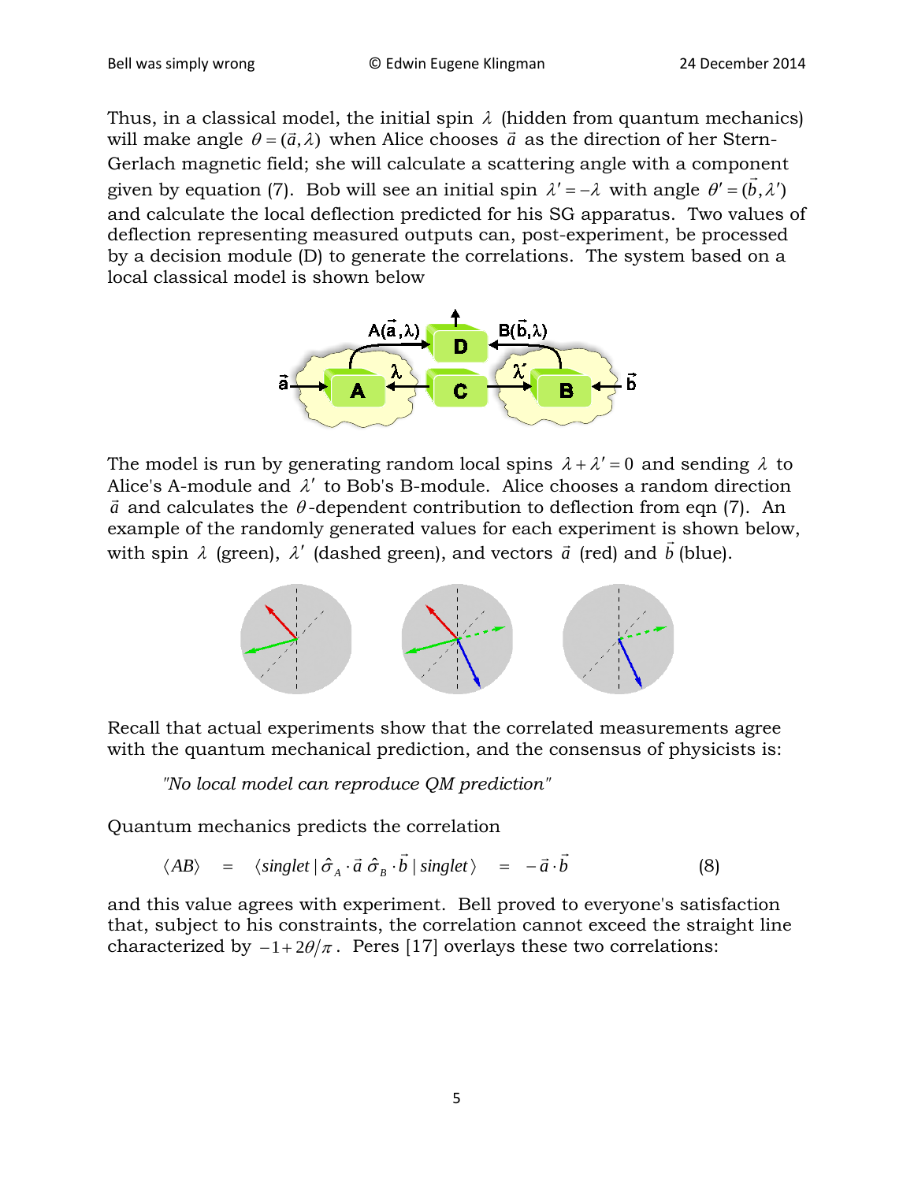Thus, in a classical model, the initial spin $\lambda$ (hidden from quantum mechanics) will make angle $\theta = (\vec{a}, \lambda)$ when Alice chooses $\vec{a}$ as the direction of her Stern-Gerlach magnetic field; she will calculate a scattering angle with a component given by equation (7). Bob will see an initial spin $\lambda' = -\lambda$ with angle $\theta' = (\vec{b}, \lambda')$ and calculate the local deflection predicted for his SG apparatus. Two values of deflection representing measured outputs can, post-experiment, be processed by a decision module (D) to generate the correlations. The system based on a local classical model is shown below

The model is run by generating random local spins $\lambda + \lambda' = 0$ and sending $\lambda$ to Alice's A-module and $\lambda'$ to Bob's B-module. Alice chooses a random direction $\vec{a}$ and calculates the $\theta$-dependent contribution to deflection from eqn (7). An example of the randomly generated values for each experiment is shown below, with spin $\lambda$ (green), $\lambda'$ (dashed green), and vectors $\vec{a}$ (red) and $\vec{b}$ (blue).

Recall that actual experiments show that the correlated measurements agree with the quantum mechanical prediction, and the consensus of physicists is:

> *"No local model can reproduce QM prediction"*

Quantum mechanics predicts the correlation

$$\langle AB \rangle \quad = \quad \langle singlet \,|\, \hat{\sigma}_A \cdot \vec{a} \; \hat{\sigma}_B \cdot \vec{b} \,|\, singlet \rangle \quad = \quad -\vec{a} \cdot \vec{b} \qquad (8)$$

and this value agrees with experiment. Bell proved to everyone's satisfaction that, subject to his constraints, the correlation cannot exceed the straight line characterized by $-1 + 2\theta/\pi$. Peres [17] overlays these two correlations: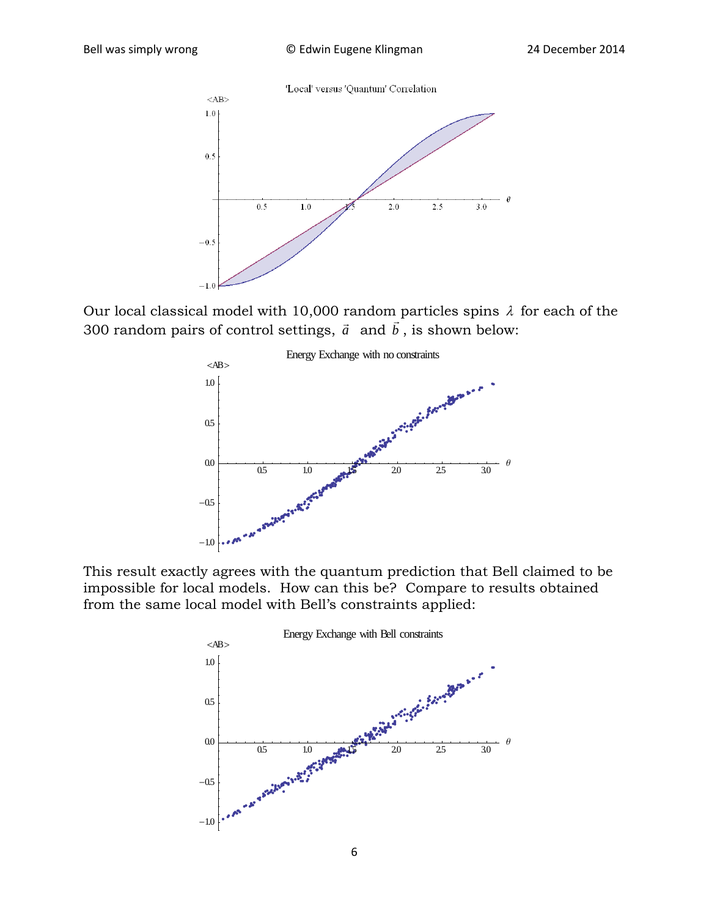Our local classical model with 10,000 random particles spins $\lambda$ for each of the 300 random pairs of control settings, $\vec{a}$ and $\vec{b}$, is shown below:

This result exactly agrees with the quantum prediction that Bell claimed to be impossible for local models. How can this be? Compare to results obtained from the same local model with Bell's constraints applied: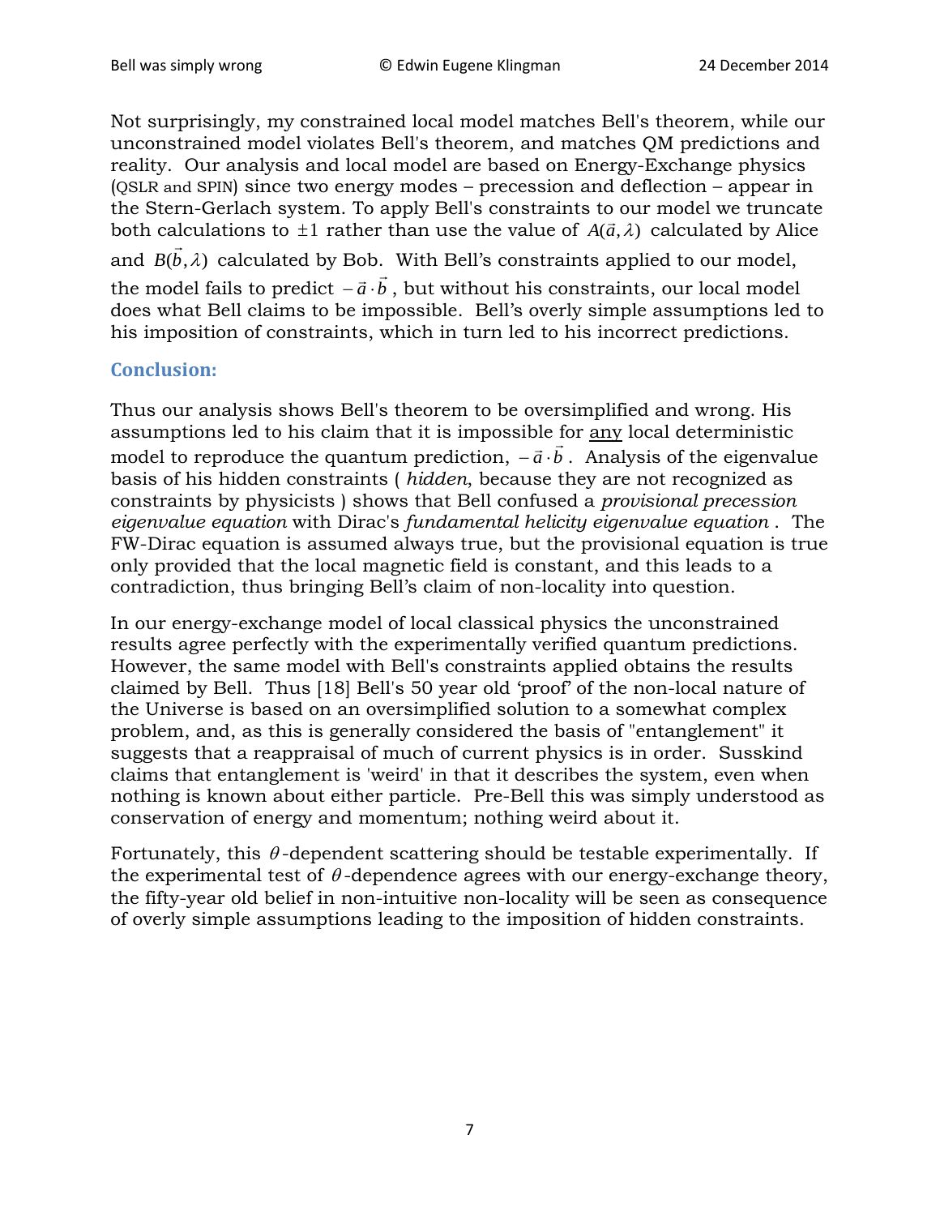Not surprisingly, my constrained local model matches Bell's theorem, while our unconstrained model violates Bell's theorem, and matches QM predictions and reality. Our analysis and local model are based on Energy-Exchange physics (QSLR and SPIN) since two energy modes – precession and deflection – appear in the Stern-Gerlach system. To apply Bell's constraints to our model we truncate both calculations to $\pm 1$ rather than use the value of $A(\vec{a}, \lambda)$ calculated by Alice and $B(\vec{b}, \lambda)$ calculated by Bob. With Bell's constraints applied to our model, the model fails to predict $-\vec{a} \cdot \vec{b}$, but without his constraints, our local model does what Bell claims to be impossible. Bell's overly simple assumptions led to his imposition of constraints, which in turn led to his incorrect predictions.

## Conclusion:

Thus our analysis shows Bell's theorem to be oversimplified and wrong. His assumptions led to his claim that it is impossible for <u>any</u> local deterministic model to reproduce the quantum prediction, $-\vec{a} \cdot \vec{b}$. Analysis of the eigenvalue basis of his hidden constraints ( *hidden*, because they are not recognized as constraints by physicists ) shows that Bell confused a *provisional precession eigenvalue equation* with Dirac's *fundamental helicity eigenvalue equation* . The FW-Dirac equation is assumed always true, but the provisional equation is true only provided that the local magnetic field is constant, and this leads to a contradiction, thus bringing Bell's claim of non-locality into question.

In our energy-exchange model of local classical physics the unconstrained results agree perfectly with the experimentally verified quantum predictions. However, the same model with Bell's constraints applied obtains the results claimed by Bell. Thus [18] Bell's 50 year old 'proof' of the non-local nature of the Universe is based on an oversimplified solution to a somewhat complex problem, and, as this is generally considered the basis of "entanglement" it suggests that a reappraisal of much of current physics is in order. Susskind claims that entanglement is 'weird' in that it describes the system, even when nothing is known about either particle. Pre-Bell this was simply understood as conservation of energy and momentum; nothing weird about it.

Fortunately, this $\theta$-dependent scattering should be testable experimentally. If the experimental test of $\theta$-dependence agrees with our energy-exchange theory, the fifty-year old belief in non-intuitive non-locality will be seen as consequence of overly simple assumptions leading to the imposition of hidden constraints.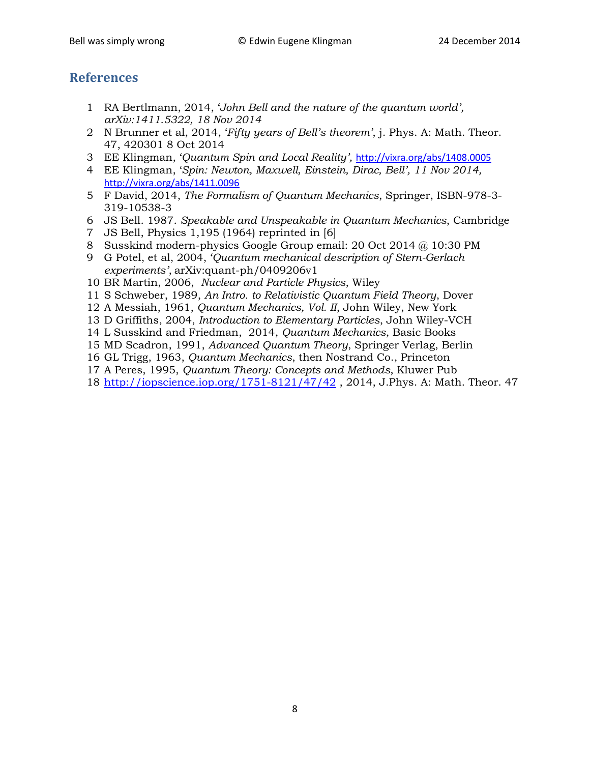## References

1. RA Bertlmann, 2014, '*John Bell and the nature of the quantum world', arXiv:1411.5322, 18 Nov 2014*
2. N Brunner et al, 2014, '*Fifty years of Bell's theorem*', j. Phys. A: Math. Theor. 47, 420301 8 Oct 2014
3. EE Klingman, '*Quantum Spin and Local Reality',* http://vixra.org/abs/1408.0005
4. EE Klingman, '*Spin: Newton, Maxwell, Einstein, Dirac, Bell', 11 Nov 2014,* http://vixra.org/abs/1411.0096
5. F David, 2014, *The Formalism of Quantum Mechanics*, Springer, ISBN-978-3-319-10538-3
6. JS Bell. 1987. *Speakable and Unspeakable in Quantum Mechanics*, Cambridge
7. JS Bell, Physics 1,195 (1964) reprinted in [6]
8. Susskind modern-physics Google Group email: 20 Oct 2014 @ 10:30 PM
9. G Potel, et al, 2004, '*Quantum mechanical description of Stern-Gerlach experiments'*, arXiv:quant-ph/0409206v1
10. BR Martin, 2006, *Nuclear and Particle Physics*, Wiley
11. S Schweber, 1989, *An Intro. to Relativistic Quantum Field Theory*, Dover
12. A Messiah, 1961, *Quantum Mechanics, Vol. II*, John Wiley, New York
13. D Griffiths, 2004, *Introduction to Elementary Particles*, John Wiley-VCH
14. L Susskind and Friedman, 2014, *Quantum Mechanics*, Basic Books
15. MD Scadron, 1991, *Advanced Quantum Theory*, Springer Verlag, Berlin
16. GL Trigg, 1963, *Quantum Mechanics*, then Nostrand Co., Princeton
17. A Peres, 1995, *Quantum Theory: Concepts and Methods*, Kluwer Pub
18. http://iopscience.iop.org/1751-8121/47/42 , 2014, J.Phys. A: Math. Theor. 47